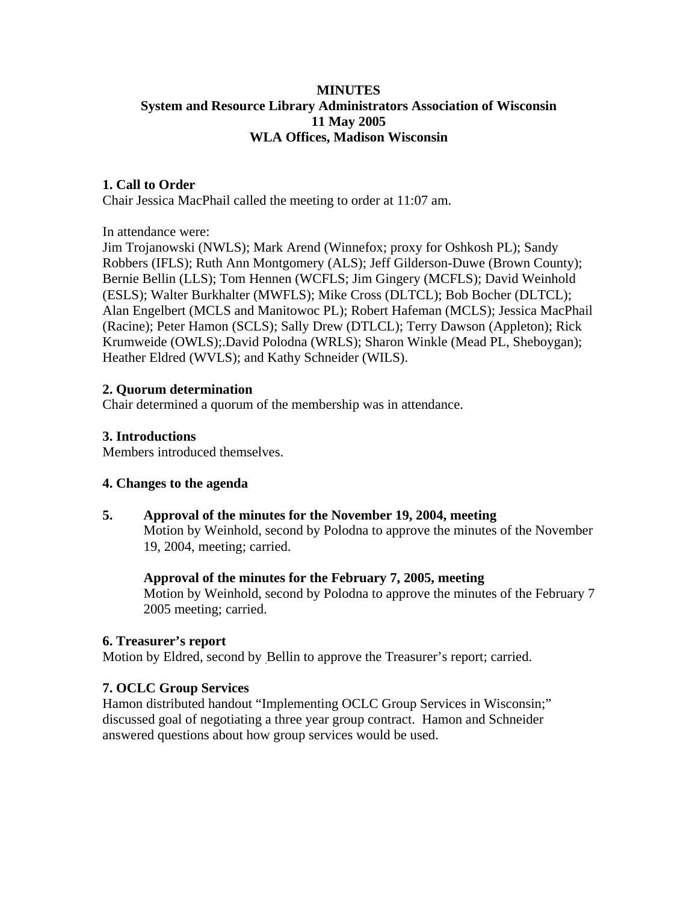**MINUTES**
**System and Resource Library Administrators Association of Wisconsin**
**11 May 2005**
**WLA Offices, Madison Wisconsin**

**1. Call to Order**
Chair Jessica MacPhail called the meeting to order at 11:07 am.

In attendance were:
Jim Trojanowski (NWLS); Mark Arend (Winnefox; proxy for Oshkosh PL); Sandy Robbers (IFLS); Ruth Ann Montgomery (ALS); Jeff Gilderson-Duwe (Brown County); Bernie Bellin (LLS); Tom Hennen (WCFLS; Jim Gingery (MCFLS); David Weinhold (ESLS); Walter Burkhalter (MWFLS); Mike Cross (DLTCL); Bob Bocher (DLTCL); Alan Engelbert (MCLS and Manitowoc PL); Robert Hafeman (MCLS); Jessica MacPhail (Racine); Peter Hamon (SCLS); Sally Drew (DTLCL); Terry Dawson (Appleton); Rick Krumweide (OWLS);.David Polodna (WRLS); Sharon Winkle (Mead PL, Sheboygan); Heather Eldred (WVLS); and Kathy Schneider (WILS).

**2. Quorum determination**
Chair determined a quorum of the membership was in attendance.

**3. Introductions**
Members introduced themselves.

**4. Changes to the agenda**

**5. Approval of the minutes for the November 19, 2004, meeting**
Motion by Weinhold, second by Polodna to approve the minutes of the November 19, 2004, meeting; carried.

**Approval of the minutes for the February 7, 2005, meeting**
Motion by Weinhold, second by Polodna to approve the minutes of the February 7 2005 meeting; carried.

**6. Treasurer's report**
Motion by Eldred, second by Bellin to approve the Treasurer's report; carried.

**7. OCLC Group Services**
Hamon distributed handout "Implementing OCLC Group Services in Wisconsin;" discussed goal of negotiating a three year group contract. Hamon and Schneider answered questions about how group services would be used.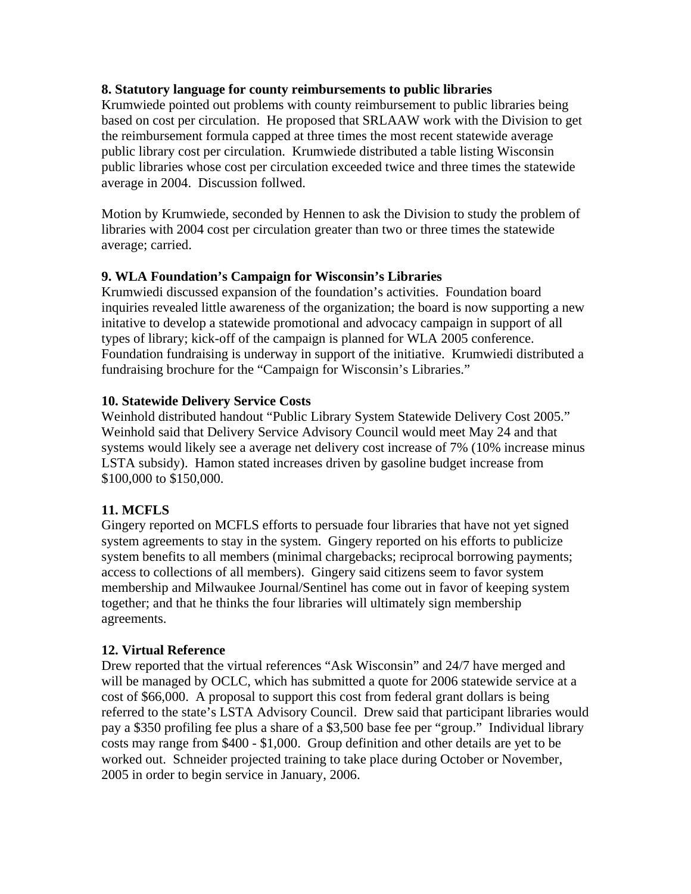**8. Statutory language for county reimbursements to public libraries**
Krumwiede pointed out problems with county reimbursement to public libraries being based on cost per circulation. He proposed that SRLAAW work with the Division to get the reimbursement formula capped at three times the most recent statewide average public library cost per circulation. Krumwiede distributed a table listing Wisconsin public libraries whose cost per circulation exceeded twice and three times the statewide average in 2004. Discussion follwed.

Motion by Krumwiede, seconded by Hennen to ask the Division to study the problem of libraries with 2004 cost per circulation greater than two or three times the statewide average; carried.

**9. WLA Foundation's Campaign for Wisconsin's Libraries**
Krumwiedi discussed expansion of the foundation's activities. Foundation board inquiries revealed little awareness of the organization; the board is now supporting a new initative to develop a statewide promotional and advocacy campaign in support of all types of library; kick-off of the campaign is planned for WLA 2005 conference. Foundation fundraising is underway in support of the initiative. Krumwiedi distributed a fundraising brochure for the "Campaign for Wisconsin's Libraries."

**10. Statewide Delivery Service Costs**
Weinhold distributed handout "Public Library System Statewide Delivery Cost 2005." Weinhold said that Delivery Service Advisory Council would meet May 24 and that systems would likely see a average net delivery cost increase of 7% (10% increase minus LSTA subsidy). Hamon stated increases driven by gasoline budget increase from $100,000 to $150,000.

**11. MCFLS**
Gingery reported on MCFLS efforts to persuade four libraries that have not yet signed system agreements to stay in the system. Gingery reported on his efforts to publicize system benefits to all members (minimal chargebacks; reciprocal borrowing payments; access to collections of all members). Gingery said citizens seem to favor system membership and Milwaukee Journal/Sentinel has come out in favor of keeping system together; and that he thinks the four libraries will ultimately sign membership agreements.

**12. Virtual Reference**
Drew reported that the virtual references "Ask Wisconsin" and 24/7 have merged and will be managed by OCLC, which has submitted a quote for 2006 statewide service at a cost of $66,000. A proposal to support this cost from federal grant dollars is being referred to the state's LSTA Advisory Council. Drew said that participant libraries would pay a $350 profiling fee plus a share of a $3,500 base fee per "group." Individual library costs may range from $400 - $1,000. Group definition and other details are yet to be worked out. Schneider projected training to take place during October or November, 2005 in order to begin service in January, 2006.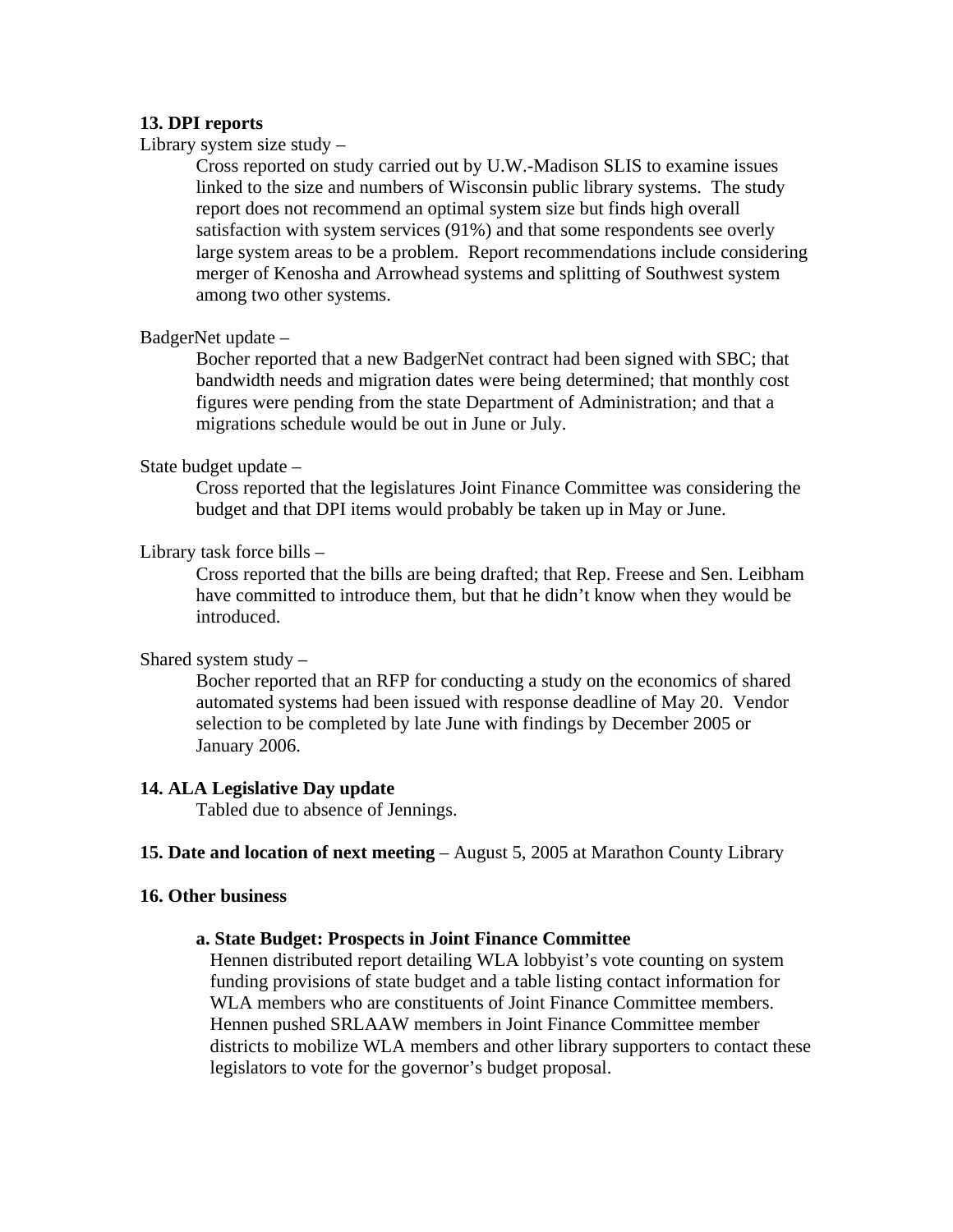**13. DPI reports**

Library system size study –

Cross reported on study carried out by U.W.-Madison SLIS to examine issues linked to the size and numbers of Wisconsin public library systems. The study report does not recommend an optimal system size but finds high overall satisfaction with system services (91%) and that some respondents see overly large system areas to be a problem. Report recommendations include considering merger of Kenosha and Arrowhead systems and splitting of Southwest system among two other systems.

BadgerNet update –

Bocher reported that a new BadgerNet contract had been signed with SBC; that bandwidth needs and migration dates were being determined; that monthly cost figures were pending from the state Department of Administration; and that a migrations schedule would be out in June or July.

State budget update –

Cross reported that the legislatures Joint Finance Committee was considering the budget and that DPI items would probably be taken up in May or June.

Library task force bills –

Cross reported that the bills are being drafted; that Rep. Freese and Sen. Leibham have committed to introduce them, but that he didn't know when they would be introduced.

Shared system study –

Bocher reported that an RFP for conducting a study on the economics of shared automated systems had been issued with response deadline of May 20. Vendor selection to be completed by late June with findings by December 2005 or January 2006.

**14. ALA Legislative Day update**

Tabled due to absence of Jennings.

**15. Date and location of next meeting** – August 5, 2005 at Marathon County Library

**16. Other business**

**a. State Budget: Prospects in Joint Finance Committee**

Hennen distributed report detailing WLA lobbyist's vote counting on system funding provisions of state budget and a table listing contact information for WLA members who are constituents of Joint Finance Committee members. Hennen pushed SRLAAW members in Joint Finance Committee member districts to mobilize WLA members and other library supporters to contact these legislators to vote for the governor's budget proposal.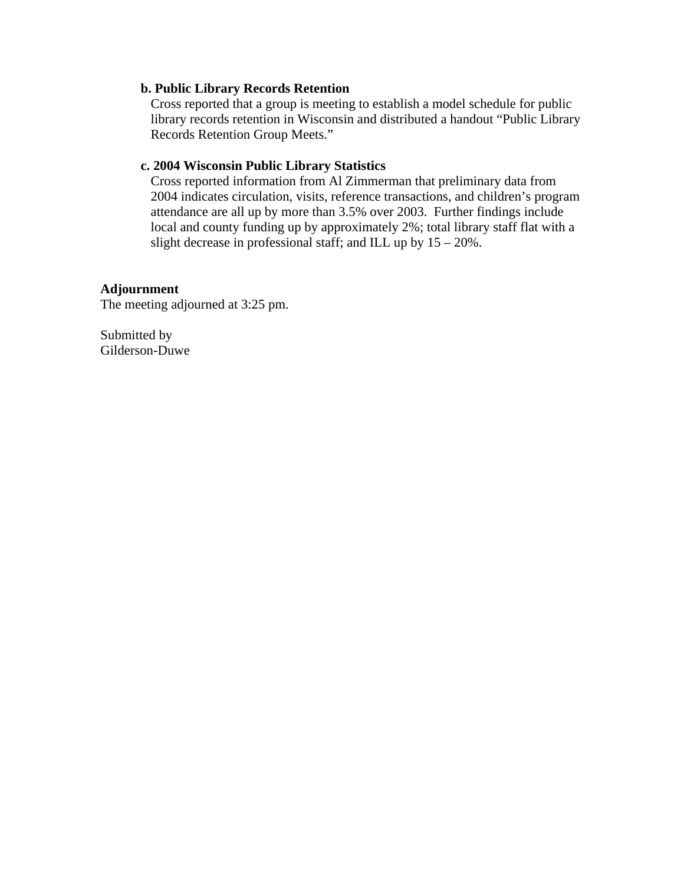**b. Public Library Records Retention**

Cross reported that a group is meeting to establish a model schedule for public library records retention in Wisconsin and distributed a handout "Public Library Records Retention Group Meets."

**c. 2004 Wisconsin Public Library Statistics**

Cross reported information from Al Zimmerman that preliminary data from 2004 indicates circulation, visits, reference transactions, and children's program attendance are all up by more than 3.5% over 2003. Further findings include local and county funding up by approximately 2%; total library staff flat with a slight decrease in professional staff; and ILL up by 15 – 20%.

**Adjournment**

The meeting adjourned at 3:25 pm.

Submitted by
Gilderson-Duwe